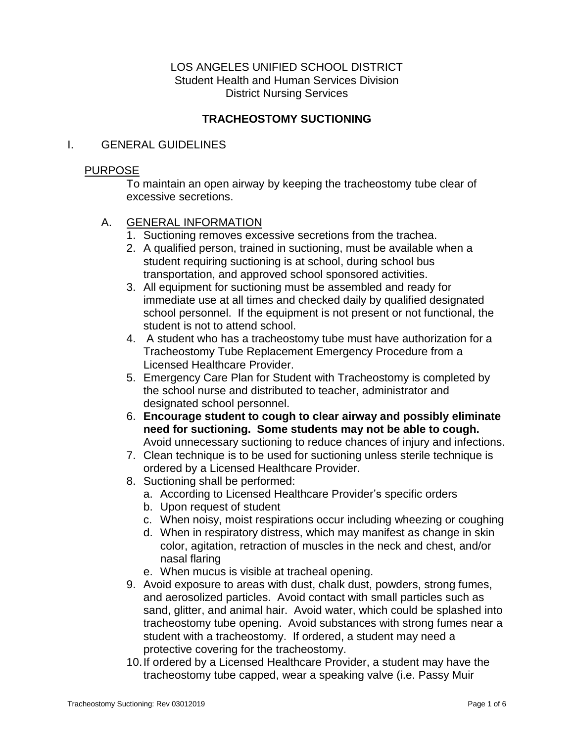LOS ANGELES UNIFIED SCHOOL DISTRICT
Student Health and Human Services Division
District Nursing Services

# TRACHEOSTOMY SUCTIONING

## I. GENERAL GUIDELINES

### PURPOSE

To maintain an open airway by keeping the tracheostomy tube clear of excessive secretions.

### A. GENERAL INFORMATION

1. Suctioning removes excessive secretions from the trachea.
2. A qualified person, trained in suctioning, must be available when a student requiring suctioning is at school, during school bus transportation, and approved school sponsored activities.
3. All equipment for suctioning must be assembled and ready for immediate use at all times and checked daily by qualified designated school personnel. If the equipment is not present or not functional, the student is not to attend school.
4. A student who has a tracheostomy tube must have authorization for a Tracheostomy Tube Replacement Emergency Procedure from a Licensed Healthcare Provider.
5. Emergency Care Plan for Student with Tracheostomy is completed by the school nurse and distributed to teacher, administrator and designated school personnel.
6. **Encourage student to cough to clear airway and possibly eliminate need for suctioning. Some students may not be able to cough.** Avoid unnecessary suctioning to reduce chances of injury and infections.
7. Clean technique is to be used for suctioning unless sterile technique is ordered by a Licensed Healthcare Provider.
8. Suctioning shall be performed:
   a. According to Licensed Healthcare Provider's specific orders
   b. Upon request of student
   c. When noisy, moist respirations occur including wheezing or coughing
   d. When in respiratory distress, which may manifest as change in skin color, agitation, retraction of muscles in the neck and chest, and/or nasal flaring
   e. When mucus is visible at tracheal opening.
9. Avoid exposure to areas with dust, chalk dust, powders, strong fumes, and aerosolized particles. Avoid contact with small particles such as sand, glitter, and animal hair. Avoid water, which could be splashed into tracheostomy tube opening. Avoid substances with strong fumes near a student with a tracheostomy. If ordered, a student may need a protective covering for the tracheostomy.
10. If ordered by a Licensed Healthcare Provider, a student may have the tracheostomy tube capped, wear a speaking valve (i.e. Passy Muir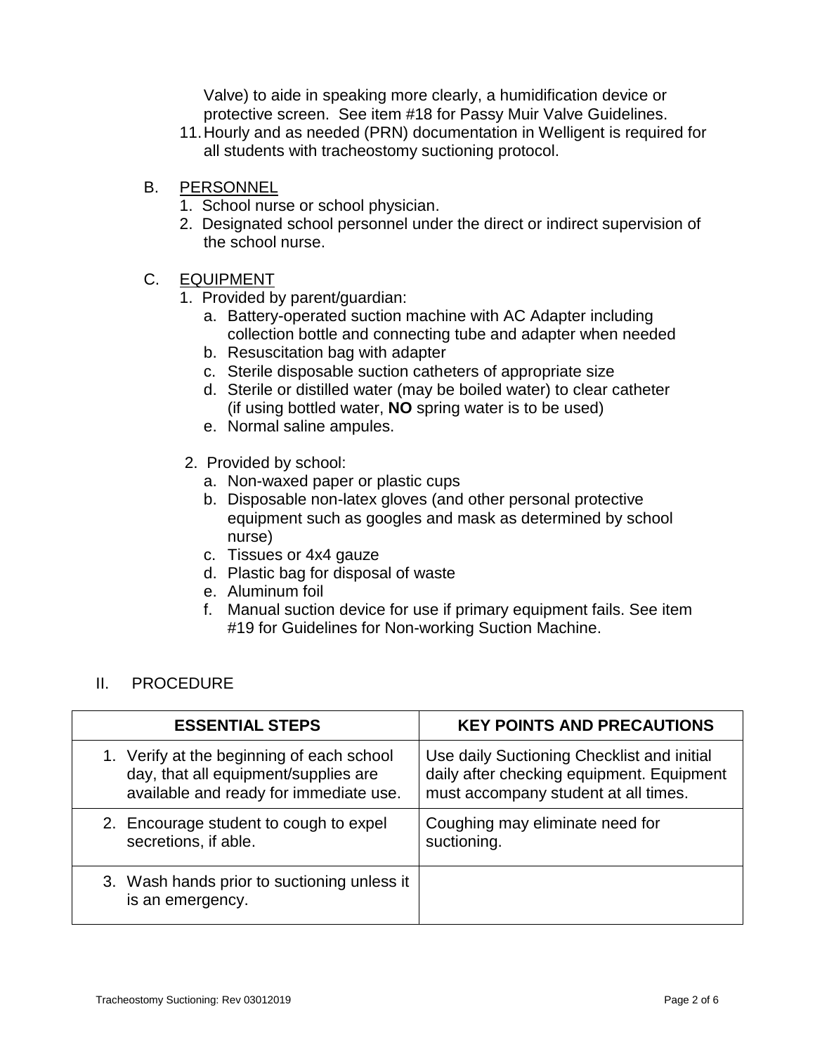Valve) to aide in speaking more clearly, a humidification device or protective screen. See item #18 for Passy Muir Valve Guidelines.

11. Hourly and as needed (PRN) documentation in Welligent is required for all students with tracheostomy suctioning protocol.

B. <u>PERSONNEL</u>

1. School nurse or school physician.
2. Designated school personnel under the direct or indirect supervision of the school nurse.

C. <u>EQUIPMENT</u>

1. Provided by parent/guardian:
   a. Battery-operated suction machine with AC Adapter including collection bottle and connecting tube and adapter when needed
   b. Resuscitation bag with adapter
   c. Sterile disposable suction catheters of appropriate size
   d. Sterile or distilled water (may be boiled water) to clear catheter (if using bottled water, **NO** spring water is to be used)
   e. Normal saline ampules.

2. Provided by school:
   a. Non-waxed paper or plastic cups
   b. Disposable non-latex gloves (and other personal protective equipment such as googles and mask as determined by school nurse)
   c. Tissues or 4x4 gauze
   d. Plastic bag for disposal of waste
   e. Aluminum foil
   f. Manual suction device for use if primary equipment fails. See item #19 for Guidelines for Non-working Suction Machine.

## II. PROCEDURE

| ESSENTIAL STEPS | KEY POINTS AND PRECAUTIONS |
|---|---|
| 1. Verify at the beginning of each school day, that all equipment/supplies are available and ready for immediate use. | Use daily Suctioning Checklist and initial daily after checking equipment. Equipment must accompany student at all times. |
| 2. Encourage student to cough to expel secretions, if able. | Coughing may eliminate need for suctioning. |
| 3. Wash hands prior to suctioning unless it is an emergency. | |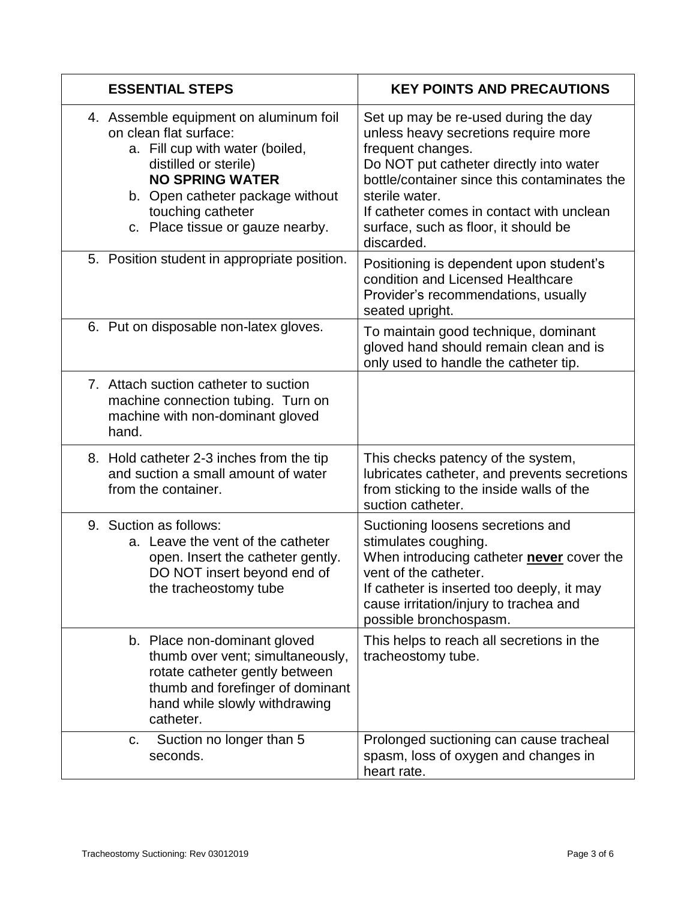| ESSENTIAL STEPS | KEY POINTS AND PRECAUTIONS |
| --- | --- |
| 4. Assemble equipment on aluminum foil on clean flat surface:<br>a. Fill cup with water (boiled, distilled or sterile) **NO SPRING WATER**<br>b. Open catheter package without touching catheter<br>c. Place tissue or gauze nearby. | Set up may be re-used during the day unless heavy secretions require more frequent changes.<br>Do NOT put catheter directly into water bottle/container since this contaminates the sterile water.<br>If catheter comes in contact with unclean surface, such as floor, it should be discarded. |
| 5. Position student in appropriate position. | Positioning is dependent upon student's condition and Licensed Healthcare Provider's recommendations, usually seated upright. |
| 6. Put on disposable non-latex gloves. | To maintain good technique, dominant gloved hand should remain clean and is only used to handle the catheter tip. |
| 7. Attach suction catheter to suction machine connection tubing. Turn on machine with non-dominant gloved hand. | |
| 8. Hold catheter 2-3 inches from the tip and suction a small amount of water from the container. | This checks patency of the system, lubricates catheter, and prevents secretions from sticking to the inside walls of the suction catheter. |
| 9. Suction as follows:<br>a. Leave the vent of the catheter open. Insert the catheter gently. DO NOT insert beyond end of the tracheostomy tube | Suctioning loosens secretions and stimulates coughing.<br>When introducing catheter **<u>never</u>** cover the vent of the catheter.<br>If catheter is inserted too deeply, it may cause irritation/injury to trachea and possible bronchospasm. |
| b. Place non-dominant gloved thumb over vent; simultaneously, rotate catheter gently between thumb and forefinger of dominant hand while slowly withdrawing catheter. | This helps to reach all secretions in the tracheostomy tube. |
| c. Suction no longer than 5 seconds. | Prolonged suctioning can cause tracheal spasm, loss of oxygen and changes in heart rate. |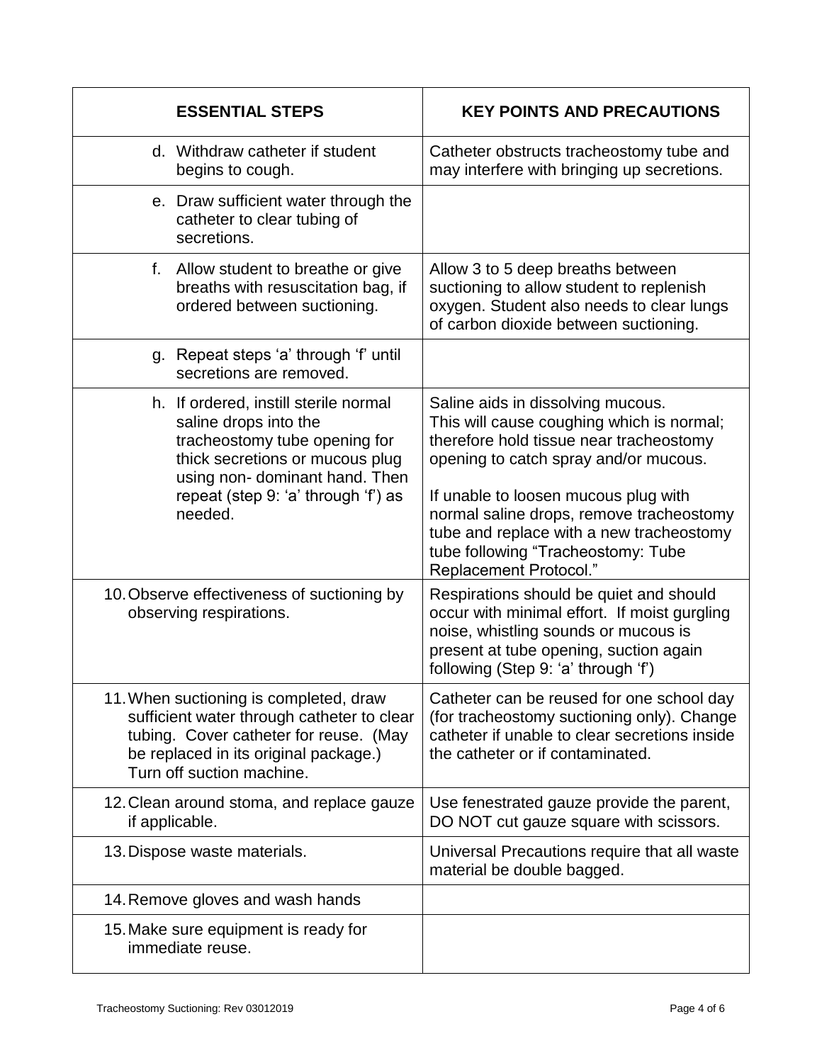| ESSENTIAL STEPS | KEY POINTS AND PRECAUTIONS |
|---|---|
| d. Withdraw catheter if student begins to cough. | Catheter obstructs tracheostomy tube and may interfere with bringing up secretions. |
| e. Draw sufficient water through the catheter to clear tubing of secretions. | |
| f. Allow student to breathe or give breaths with resuscitation bag, if ordered between suctioning. | Allow 3 to 5 deep breaths between suctioning to allow student to replenish oxygen. Student also needs to clear lungs of carbon dioxide between suctioning. |
| g. Repeat steps 'a' through 'f' until secretions are removed. | |
| h. If ordered, instill sterile normal saline drops into the tracheostomy tube opening for thick secretions or mucous plug using non- dominant hand. Then repeat (step 9: 'a' through 'f') as needed. | Saline aids in dissolving mucous. This will cause coughing which is normal; therefore hold tissue near tracheostomy opening to catch spray and/or mucous.<br><br>If unable to loosen mucous plug with normal saline drops, remove tracheostomy tube and replace with a new tracheostomy tube following "Tracheostomy: Tube Replacement Protocol." |
| 10. Observe effectiveness of suctioning by observing respirations. | Respirations should be quiet and should occur with minimal effort. If moist gurgling noise, whistling sounds or mucous is present at tube opening, suction again following (Step 9: 'a' through 'f') |
| 11. When suctioning is completed, draw sufficient water through catheter to clear tubing. Cover catheter for reuse. (May be replaced in its original package.) Turn off suction machine. | Catheter can be reused for one school day (for tracheostomy suctioning only). Change catheter if unable to clear secretions inside the catheter or if contaminated. |
| 12. Clean around stoma, and replace gauze if applicable. | Use fenestrated gauze provide the parent, DO NOT cut gauze square with scissors. |
| 13. Dispose waste materials. | Universal Precautions require that all waste material be double bagged. |
| 14. Remove gloves and wash hands | |
| 15. Make sure equipment is ready for immediate reuse. | |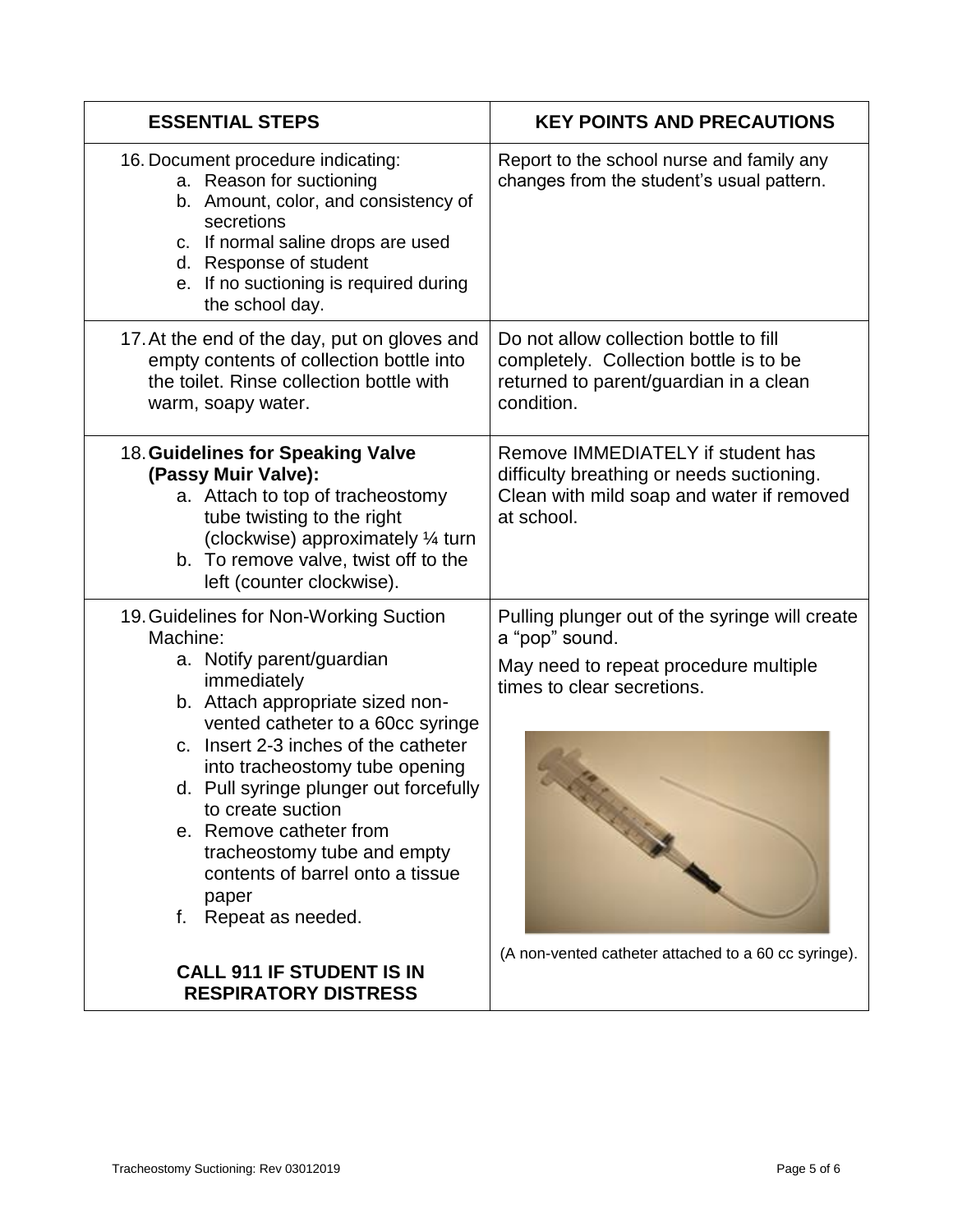| ESSENTIAL STEPS | KEY POINTS AND PRECAUTIONS |
|---|---|
| 16. Document procedure indicating:<br>a. Reason for suctioning<br>b. Amount, color, and consistency of secretions<br>c. If normal saline drops are used<br>d. Response of student<br>e. If no suctioning is required during the school day. | Report to the school nurse and family any changes from the student's usual pattern. |
| 17. At the end of the day, put on gloves and empty contents of collection bottle into the toilet. Rinse collection bottle with warm, soapy water. | Do not allow collection bottle to fill completely. Collection bottle is to be returned to parent/guardian in a clean condition. |
| 18. **Guidelines for Speaking Valve (Passy Muir Valve):**<br>a. Attach to top of tracheostomy tube twisting to the right (clockwise) approximately ¼ turn<br>b. To remove valve, twist off to the left (counter clockwise). | Remove IMMEDIATELY if student has difficulty breathing or needs suctioning. Clean with mild soap and water if removed at school. |
| 19. Guidelines for Non-Working Suction Machine:<br>a. Notify parent/guardian immediately<br>b. Attach appropriate sized non-vented catheter to a 60cc syringe<br>c. Insert 2-3 inches of the catheter into tracheostomy tube opening<br>d. Pull syringe plunger out forcefully to create suction<br>e. Remove catheter from tracheostomy tube and empty contents of barrel onto a tissue paper<br>f. Repeat as needed.<br><br>**CALL 911 IF STUDENT IS IN RESPIRATORY DISTRESS** | Pulling plunger out of the syringe will create a "pop" sound.<br>May need to repeat procedure multiple times to clear secretions.<br><br>(A non-vented catheter attached to a 60 cc syringe). |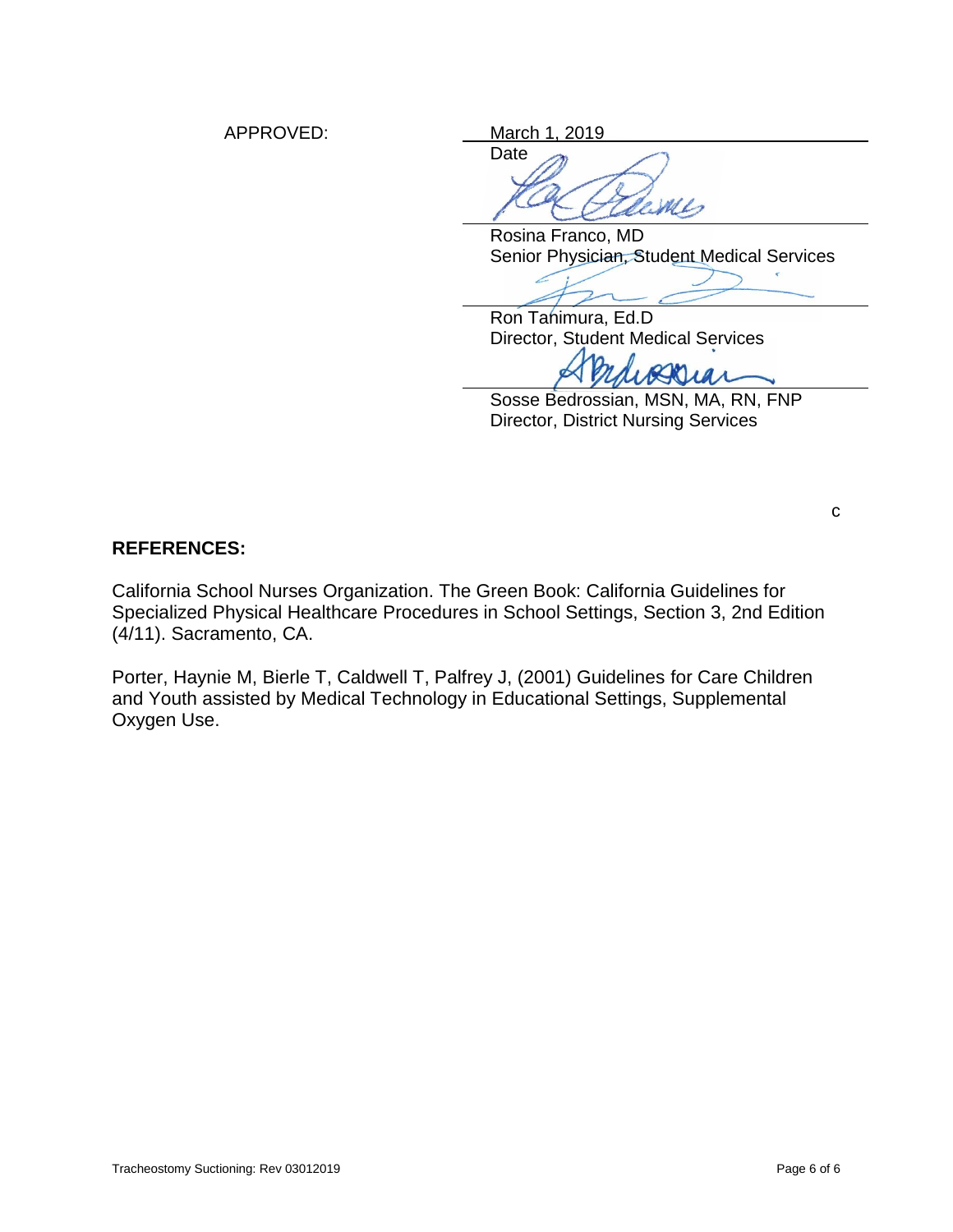APPROVED:

March 1, 2019
Date

Rosina Franco, MD
Senior Physician, Student Medical Services

Ron Tanimura, Ed.D
Director, Student Medical Services

Sosse Bedrossian, MSN, MA, RN, FNP
Director, District Nursing Services

c

**REFERENCES:**

California School Nurses Organization. The Green Book: California Guidelines for Specialized Physical Healthcare Procedures in School Settings, Section 3, 2nd Edition (4/11). Sacramento, CA.

Porter, Haynie M, Bierle T, Caldwell T, Palfrey J, (2001) Guidelines for Care Children and Youth assisted by Medical Technology in Educational Settings, Supplemental Oxygen Use.